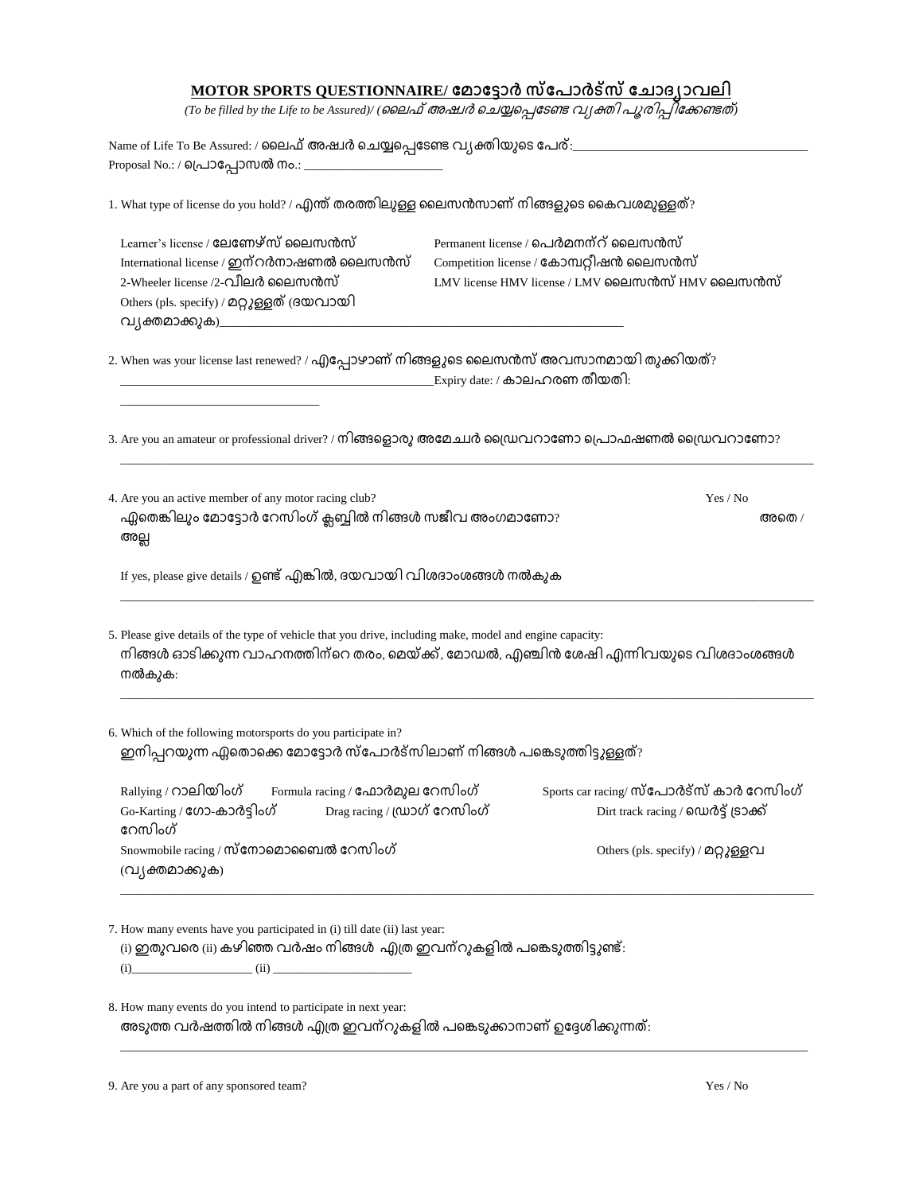## MOTOR SPORTS QUESTIONNAIRE/ മോട്ടോർ സ്പോർട്സ് ചോദ്യാവലി

*(To be filled by the Life to be Assured)/ (ലൈഫ് അഷ്വർ ചെയ്യപ്പെടേണ്ട വ്യക്തി പൂരിപ്പിക്കേണ്ടത്)*

Name of Life To Be Assured: / ലൈഫ് അഷ്വർ ചെയ്യപ്പെടേണ്ട വ്യക്തിയുടെ പേര്:___________________________________

Proposal No.: / പ്രൊപ്പോസൽ നം.: ______________________

1. What type of license do you hold? / എന്ത് തരത്തിലുള്ള ലൈസൻസാണ് നിങ്ങളുടെ കൈവശമുള്ളത്?

   Learner's license / ലേണേഴ്സ് ലൈസൻസ് Permanent license / പെർമനന്റ് ലൈസൻസ്
   International license / ഇന്റർനാഷണൽ ലൈസൻസ് Competition license / കോമ്പറ്റിഷൻ ലൈസൻസ്
   2-Wheeler license /2-വീലർ ലൈസൻസ് LMV license HMV license / LMV ലൈസൻസ് HMV ലൈസൻസ്
   Others (pls. specify) / മറ്റുള്ളത് (ദയവായി വ്യക്തമാക്കുക)_______________________________________________________________

2. When was your license last renewed? / എപ്പോഴാണ് നിങ്ങളുടെ ലൈസൻസ് അവസാനമായി പുതുക്കിയത്?
   __________________________________________________Expiry date: / കാലഹരണ തീയതി:
   _______________________________

3. Are you an amateur or professional driver? / നിങ്ങളൊരു അമേച്വർ ഡ്രൈവറാണോ പ്രൊഫഷണൽ ഡ്രൈവറാണോ?
   ________________________________________________________________________________________________

4. Are you an active member of any motor racing club? Yes / No
   ഏതെങ്കിലും മോട്ടോർ റേസിംഗ് ക്ലബ്ബിൽ നിങ്ങൾ സജീവ അംഗമാണോ? അതെ / അല്ല

   If yes, please give details / ഉണ്ട് എങ്കിൽ, ദയവായി വിശദാംശങ്ങൾ നൽകുക
   ________________________________________________________________________________________________

5. Please give details of the type of vehicle that you drive, including make, model and engine capacity:
   നിങ്ങൾ ഓടിക്കുന്ന വാഹനത്തിന്റെ തരം, മെയ്ക്ക്, മോഡൽ, എഞ്ചിൻ ശേഷി എന്നിവയുടെ വിശദാംശങ്ങൾ നൽകുക:
   ________________________________________________________________________________________________

6. Which of the following motorsports do you participate in?
   ഇനിപ്പറയുന്ന ഏതൊക്കെ മോട്ടോർ സ്പോർട്സിലാണ് നിങ്ങൾ പങ്കെടുത്തിട്ടുള്ളത്?

   Rallying / റാലിയിംഗ് Formula racing / ഫോർമുല റേസിംഗ് Sports car racing/ സ്പോർട്സ് കാർ റേസിംഗ്
   Go-Karting / ഗോ-കാർട്ടിംഗ് Drag racing / ഡ്രാഗ് റേസിംഗ് Dirt track racing / ഡെർട്ട് ട്രാക്ക് റേസിംഗ്
   Snowmobile racing / സ്നോമൊബൈൽ റേസിംഗ് Others (pls. specify) / മറ്റുള്ളവ (വ്യക്തമാക്കുക)
   ________________________________________________________________________________________________

7. How many events have you participated in (i) till date (ii) last year:
   (i) ഇതുവരെ (ii) കഴിഞ്ഞ വർഷം നിങ്ങൾ എത്ര ഇവന്റുകളിൽ പങ്കെടുത്തിട്ടുണ്ട്:
   (i)___________________ (ii) ______________________

8. How many events do you intend to participate in next year:
   അടുത്ത വർഷത്തിൽ നിങ്ങൾ എത്ര ഇവന്റുകളിൽ പങ്കെടുക്കാനാണ് ഉദ്ദേശിക്കുന്നത്:
   ________________________________________________________________________________________________

9. Are you a part of any sponsored team? Yes / No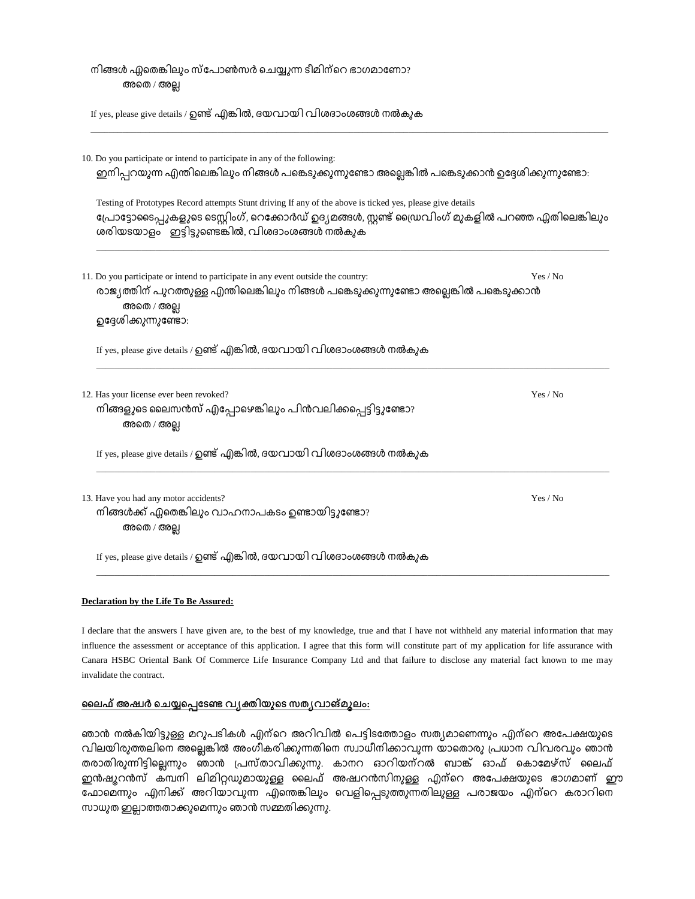നിങ്ങൾ ഏതെങ്കിലും സ്പോൺസർ ചെയ്യുന്ന ടീമിന്റെ ഭാഗമാണോ?
അതെ / അല്ല

If yes, please give details / ഉണ്ട് എങ്കിൽ, ദയവായി വിശദാംശങ്ങൾ നൽകുക

______________________________________________________________________________

10. Do you participate or intend to participate in any of the following:
ഇനിപ്പറയുന്ന എന്തിലെങ്കിലും നിങ്ങൾ പങ്കെടുക്കുന്നുണ്ടോ അല്ലെങ്കിൽ പങ്കെടുക്കാൻ ഉദ്ദേശിക്കുന്നുണ്ടോ:

Testing of Prototypes Record attempts Stunt driving If any of the above is ticked yes, please give details
പ്രോട്ടോടൈപ്പുകളുടെ ടെസ്റ്റിംഗ്, റെക്കോർഡ് ഉദ്യമങ്ങൾ, സ്റ്റണ്ട് ഡ്രൈവിംഗ് മുകളിൽ പറഞ്ഞ ഏതിലെങ്കിലും ശരിയടയാളം ഇട്ടിട്ടുണ്ടെങ്കിൽ, വിശദാംശങ്ങൾ നൽകുക

______________________________________________________________________________

11. Do you participate or intend to participate in any event outside the country: Yes / No
രാജ്യത്തിന് പുറത്തുള്ള എന്തിലെങ്കിലും നിങ്ങൾ പങ്കെടുക്കുന്നുണ്ടോ അല്ലെങ്കിൽ പങ്കെടുക്കാൻ
അതെ / അല്ല
ഉദ്ദേശിക്കുന്നുണ്ടോ:

If yes, please give details / ഉണ്ട് എങ്കിൽ, ദയവായി വിശദാംശങ്ങൾ നൽകുക

______________________________________________________________________________

12. Has your license ever been revoked? Yes / No
നിങ്ങളുടെ ലൈസൻസ് എപ്പോഴെങ്കിലും പിൻവലിക്കപ്പെട്ടിട്ടുണ്ടോ?
അതെ / അല്ല

If yes, please give details / ഉണ്ട് എങ്കിൽ, ദയവായി വിശദാംശങ്ങൾ നൽകുക

______________________________________________________________________________

13. Have you had any motor accidents? Yes / No
നിങ്ങൾക്ക് ഏതെങ്കിലും വാഹനാപകടം ഉണ്ടായിട്ടുണ്ടോ?
അതെ / അല്ല

If yes, please give details / ഉണ്ട് എങ്കിൽ, ദയവായി വിശദാംശങ്ങൾ നൽകുക

______________________________________________________________________________

**Declaration by the Life To Be Assured:**

I declare that the answers I have given are, to the best of my knowledge, true and that I have not withheld any material information that may influence the assessment or acceptance of this application. I agree that this form will constitute part of my application for life assurance with Canara HSBC Oriental Bank Of Commerce Life Insurance Company Ltd and that failure to disclose any material fact known to me may invalidate the contract.

**ലൈഫ് അഷ്വർ ചെയ്യപ്പെടേണ്ട വ്യക്തിയുടെ സത്യവാങ്മൂലം:**

ഞാൻ നൽകിയിട്ടുള്ള മറുപടികൾ എന്റെ അറിവിൽ പെട്ടിടത്തോളം സത്യമാണെന്നും എന്റെ അപേക്ഷയുടെ വിലയിരുത്തലിനെ അല്ലെങ്കിൽ അംഗീകരിക്കുന്നതിനെ സ്വാധീനിക്കാവുന്ന യാതൊരു പ്രധാന വിവരവും ഞാൻ തരാതിരുന്നിട്ടില്ലെന്നും ഞാൻ പ്രസ്താവിക്കുന്നു. കാനറ ഓറിയന്റൽ ബാങ്ക് ഓഫ് കൊമേഴ്സ് ലൈഫ് ഇൻഷൂറൻസ് കമ്പനി ലിമിറ്റഡുമായുള്ള ലൈഫ് അഷ്വറൻസിനുള്ള എന്റെ അപേക്ഷയുടെ ഭാഗമാണ് ഈ ഫോമെന്നും എനിക്ക് അറിയാവുന്ന എന്തെങ്കിലും വെളിപ്പെടുത്തുന്നതിലുള്ള പരാജയം എന്റെ കരാറിനെ സാധുത ഇല്ലാത്തതാക്കുമെന്നും ഞാൻ സമ്മതിക്കുന്നു.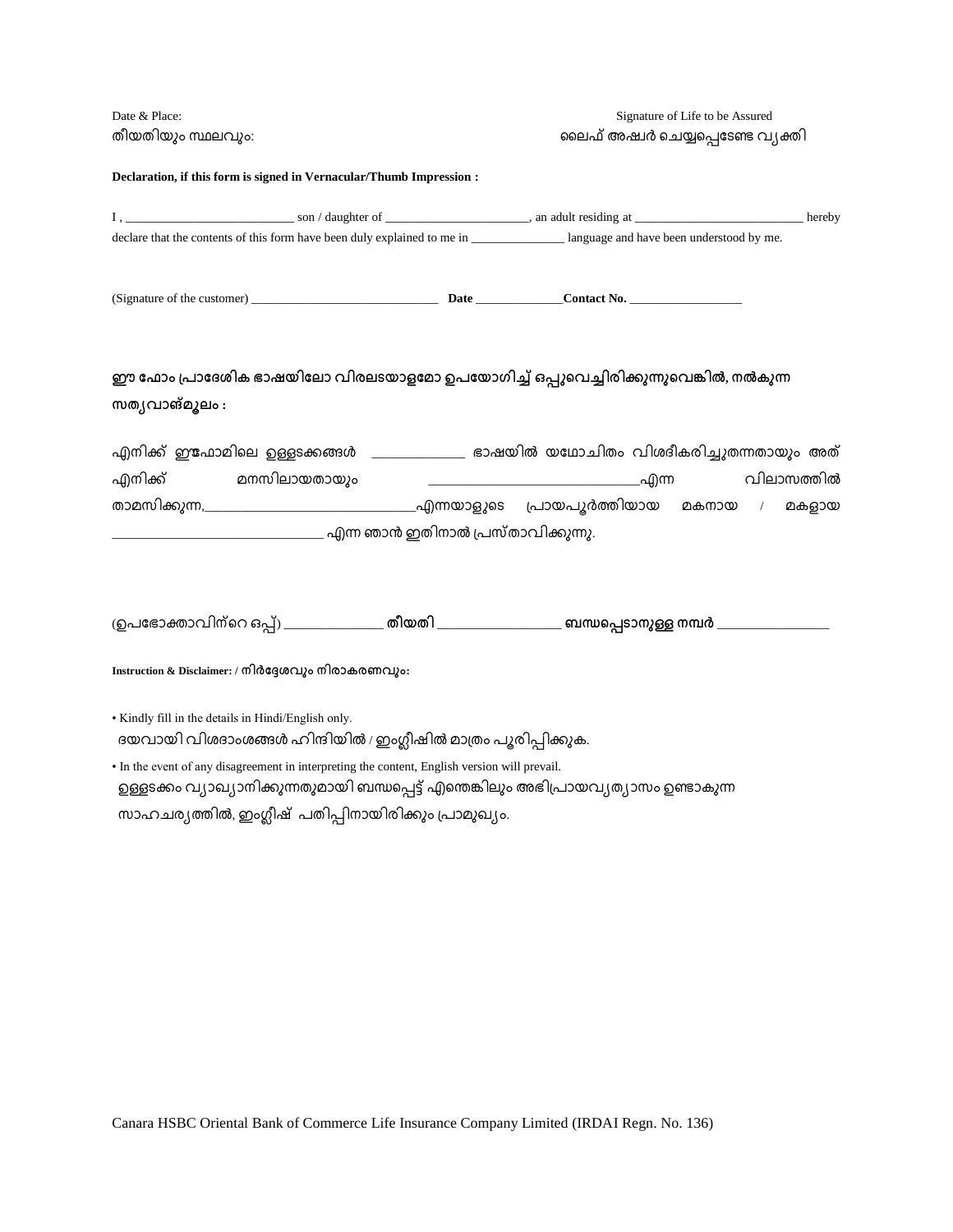Date & Place:
തീയതിയും സ്ഥലവും:

Signature of Life to be Assured
ലൈഫ് അഷ്വർ ചെയ്യപ്പെടേണ്ട വ്യക്തി

**Declaration, if this form is signed in Vernacular/Thumb Impression :**

I , ___________________________ son / daughter of _______________________, an adult residing at ___________________________ hereby declare that the contents of this form have been duly explained to me in _______________ language and have been understood by me.

(Signature of the customer) ______________________________ **Date** ______________**Contact No.** __________________

**ഈ ഫോം പ്രാദേശിക ഭാഷയിലോ വിരലടയാളമോ ഉപയോഗിച്ച് ഒപ്പുവെച്ചിരിക്കുന്നുവെങ്കിൽ, നൽകുന്ന സത്യവാങ്മൂലം :**

എനിക്ക് ഈഫോമിലെ ഉള്ളടക്കങ്ങൾ _____________ ഭാഷയിൽ യഥോചിതം വിശദീകരിച്ചുതന്നതായും അത് എനിക്ക് മനസിലായതായും ______________________________എന്ന വിലാസത്തിൽ താമസിക്കുന്ന,______________________________എന്നയാളുടെ പ്രായപൂർത്തിയായ മകനായ / മകളായ ______________________________ എന്ന ഞാൻ ഇതിനാൽ പ്രസ്താവിക്കുന്നു.

(ഉപഭോക്താവിന്റെ ഒപ്പ്) ______________ **തീയതി** __________________ **ബന്ധപ്പെടാനുള്ള നമ്പർ** ________________

**Instruction & Disclaimer: / നിർദ്ദേശവും നിരാകരണവും:**

- Kindly fill in the details in Hindi/English only.
  ദയവായി വിശദാംശങ്ങൾ ഹിന്ദിയിൽ / ഇംഗ്ലീഷിൽ മാത്രം പൂരിപ്പിക്കുക.
- In the event of any disagreement in interpreting the content, English version will prevail.
  ഉള്ളടക്കം വ്യാഖ്യാനിക്കുന്നതുമായി ബന്ധപ്പെട്ട് എന്തെങ്കിലും അഭിപ്രായവ്യത്യാസം ഉണ്ടാകുന്ന സാഹചര്യത്തിൽ, ഇംഗ്ലീഷ് പതിപ്പിനായിരിക്കും പ്രാമുഖ്യം.

Canara HSBC Oriental Bank of Commerce Life Insurance Company Limited (IRDAI Regn. No. 136)